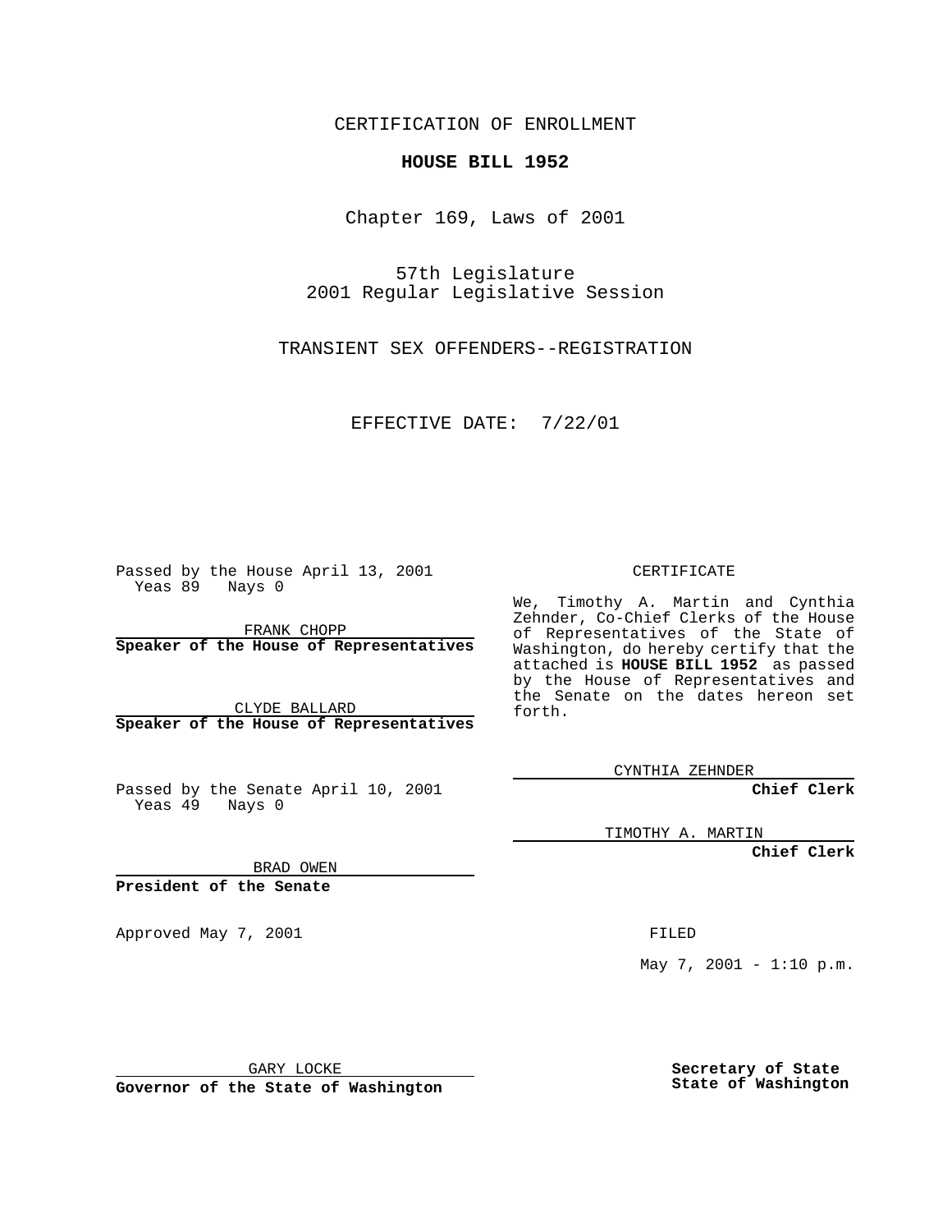CERTIFICATION OF ENROLLMENT

**HOUSE BILL 1952**

Chapter 169, Laws of 2001

57th Legislature
2001 Regular Legislative Session

TRANSIENT SEX OFFENDERS--REGISTRATION

EFFECTIVE DATE: 7/22/01

Passed by the House April 13, 2001
Yeas 89 Nays 0

FRANK CHOPP
**Speaker of the House of Representatives**

CLYDE BALLARD
**Speaker of the House of Representatives**

Passed by the Senate April 10, 2001
Yeas 49 Nays 0

BRAD OWEN
**President of the Senate**

Approved May 7, 2001

GARY LOCKE
**Governor of the State of Washington**

CERTIFICATE

We, Timothy A. Martin and Cynthia Zehnder, Co-Chief Clerks of the House of Representatives of the State of Washington, do hereby certify that the attached is **HOUSE BILL 1952** as passed by the House of Representatives and the Senate on the dates hereon set forth.

CYNTHIA ZEHNDER
**Chief Clerk**

TIMOTHY A. MARTIN
**Chief Clerk**

FILED

May 7, 2001 - 1:10 p.m.

**Secretary of State**
**State of Washington**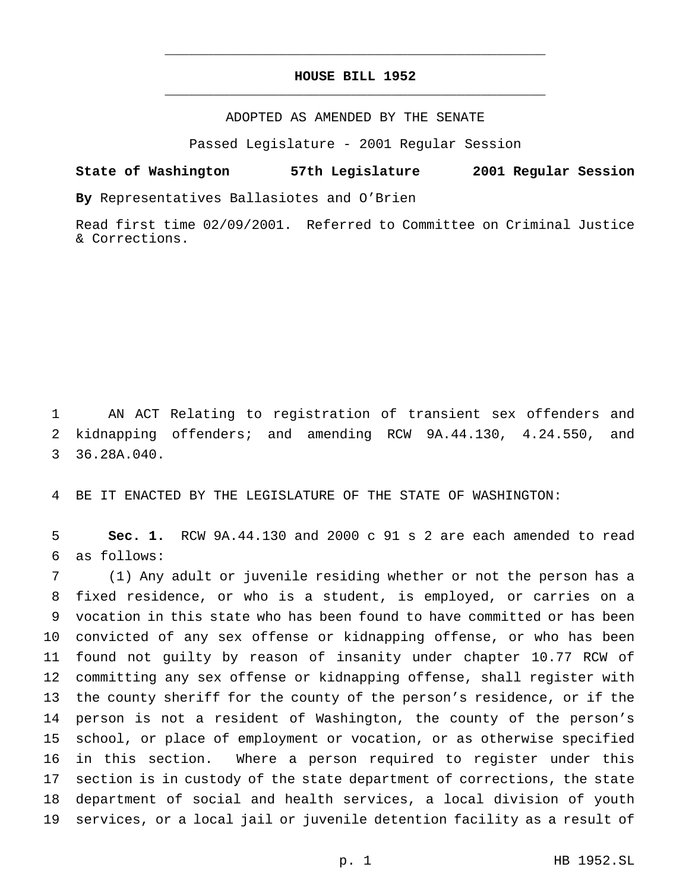# HOUSE BILL 1952

ADOPTED AS AMENDED BY THE SENATE

Passed Legislature - 2001 Regular Session

**State of Washington 57th Legislature 2001 Regular Session**

**By** Representatives Ballasiotes and O'Brien

Read first time 02/09/2001. Referred to Committee on Criminal Justice & Corrections.

AN ACT Relating to registration of transient sex offenders and kidnapping offenders; and amending RCW 9A.44.130, 4.24.550, and 36.28A.040.

BE IT ENACTED BY THE LEGISLATURE OF THE STATE OF WASHINGTON:

**Sec. 1.** RCW 9A.44.130 and 2000 c 91 s 2 are each amended to read as follows:

(1) Any adult or juvenile residing whether or not the person has a fixed residence, or who is a student, is employed, or carries on a vocation in this state who has been found to have committed or has been convicted of any sex offense or kidnapping offense, or who has been found not guilty by reason of insanity under chapter 10.77 RCW of committing any sex offense or kidnapping offense, shall register with the county sheriff for the county of the person's residence, or if the person is not a resident of Washington, the county of the person's school, or place of employment or vocation, or as otherwise specified in this section. Where a person required to register under this section is in custody of the state department of corrections, the state department of social and health services, a local division of youth services, or a local jail or juvenile detention facility as a result of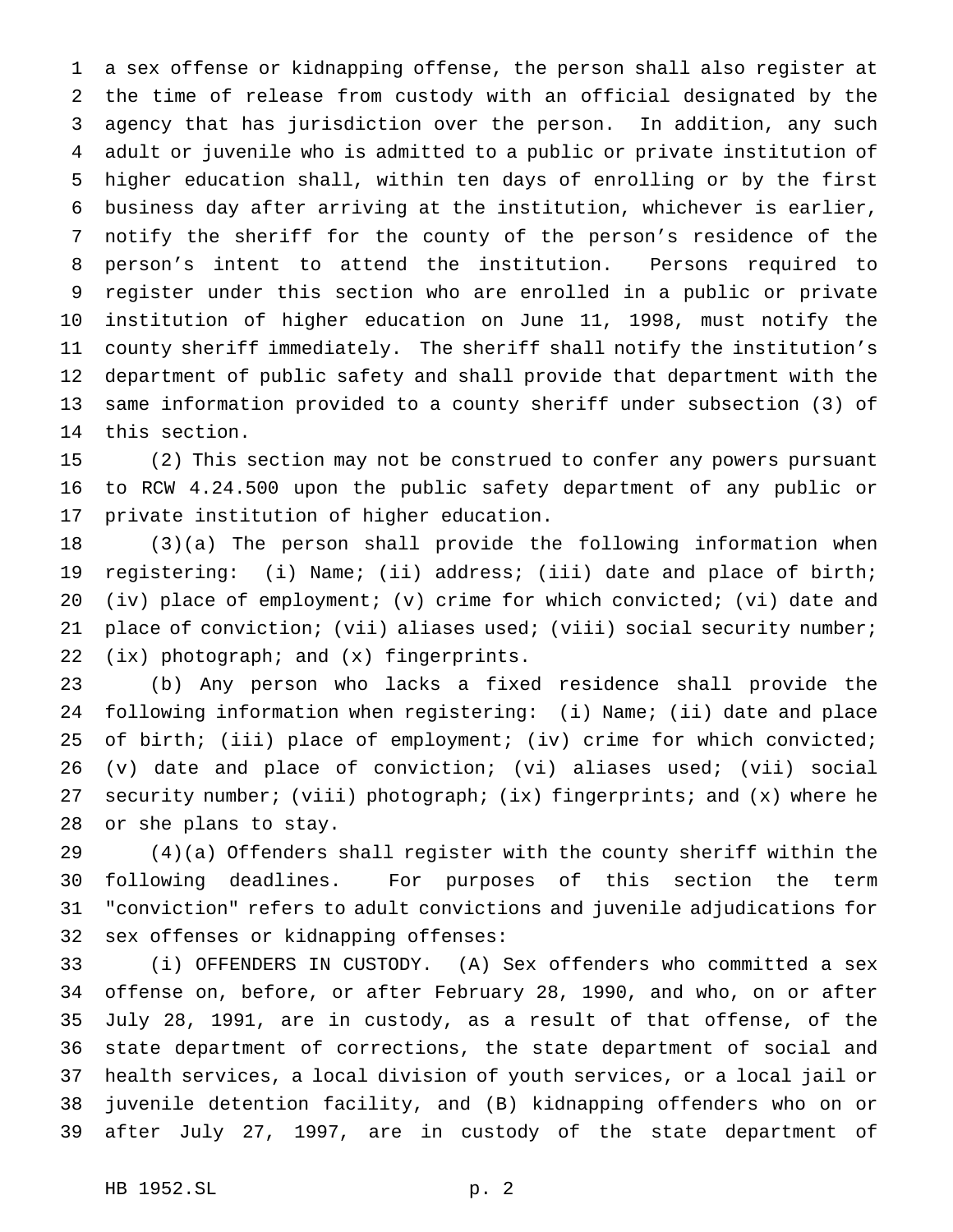a sex offense or kidnapping offense, the person shall also register at the time of release from custody with an official designated by the agency that has jurisdiction over the person. In addition, any such adult or juvenile who is admitted to a public or private institution of higher education shall, within ten days of enrolling or by the first business day after arriving at the institution, whichever is earlier, notify the sheriff for the county of the person's residence of the person's intent to attend the institution. Persons required to register under this section who are enrolled in a public or private institution of higher education on June 11, 1998, must notify the county sheriff immediately. The sheriff shall notify the institution's department of public safety and shall provide that department with the same information provided to a county sheriff under subsection (3) of this section.

(2) This section may not be construed to confer any powers pursuant to RCW 4.24.500 upon the public safety department of any public or private institution of higher education.

(3)(a) The person shall provide the following information when registering: (i) Name; (ii) address; (iii) date and place of birth; (iv) place of employment; (v) crime for which convicted; (vi) date and place of conviction; (vii) aliases used; (viii) social security number; (ix) photograph; and (x) fingerprints.

(b) Any person who lacks a fixed residence shall provide the following information when registering: (i) Name; (ii) date and place of birth; (iii) place of employment; (iv) crime for which convicted; (v) date and place of conviction; (vi) aliases used; (vii) social security number; (viii) photograph; (ix) fingerprints; and (x) where he or she plans to stay.

(4)(a) Offenders shall register with the county sheriff within the following deadlines. For purposes of this section the term "conviction" refers to adult convictions and juvenile adjudications for sex offenses or kidnapping offenses:

(i) OFFENDERS IN CUSTODY. (A) Sex offenders who committed a sex offense on, before, or after February 28, 1990, and who, on or after July 28, 1991, are in custody, as a result of that offense, of the state department of corrections, the state department of social and health services, a local division of youth services, or a local jail or juvenile detention facility, and (B) kidnapping offenders who on or after July 27, 1997, are in custody of the state department of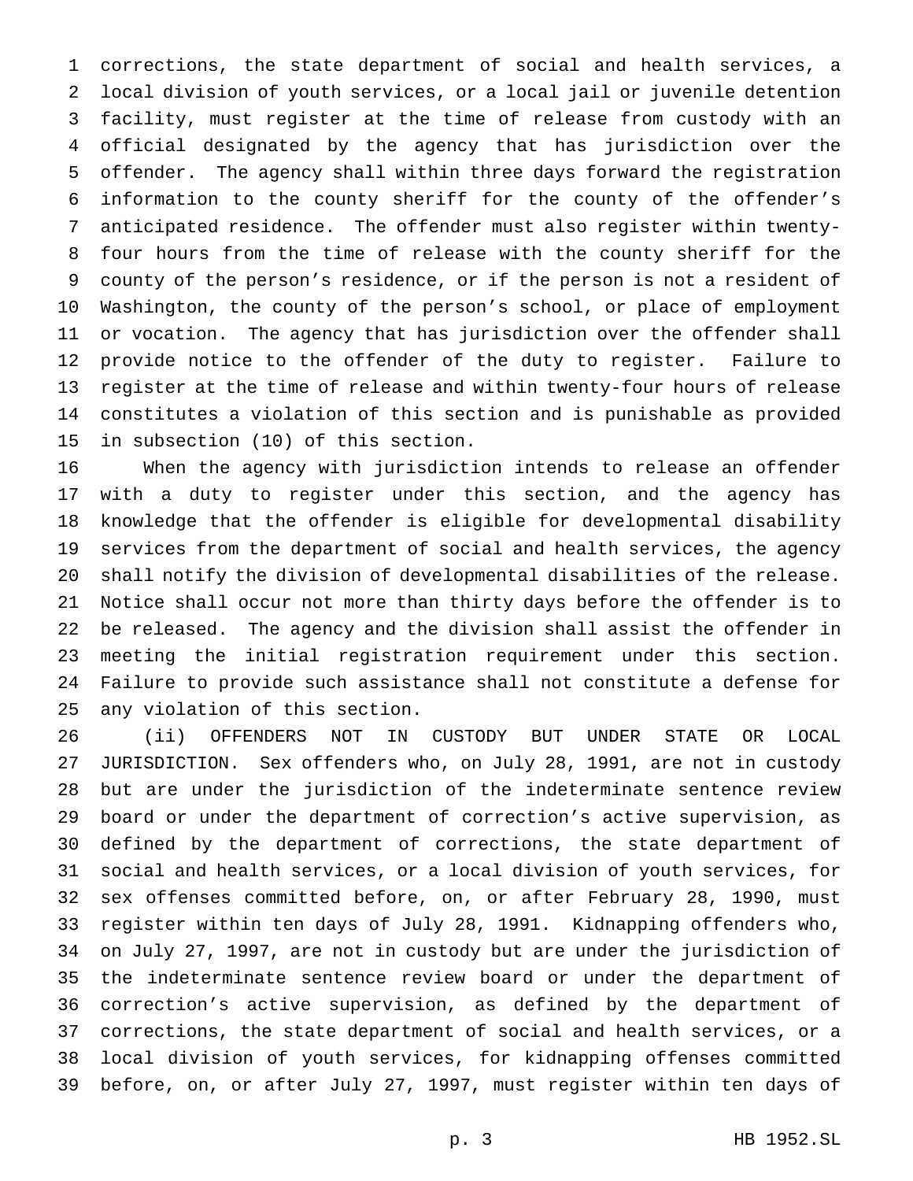corrections, the state department of social and health services, a local division of youth services, or a local jail or juvenile detention facility, must register at the time of release from custody with an official designated by the agency that has jurisdiction over the offender. The agency shall within three days forward the registration information to the county sheriff for the county of the offender's anticipated residence. The offender must also register within twenty-four hours from the time of release with the county sheriff for the county of the person's residence, or if the person is not a resident of Washington, the county of the person's school, or place of employment or vocation. The agency that has jurisdiction over the offender shall provide notice to the offender of the duty to register. Failure to register at the time of release and within twenty-four hours of release constitutes a violation of this section and is punishable as provided in subsection (10) of this section.

When the agency with jurisdiction intends to release an offender with a duty to register under this section, and the agency has knowledge that the offender is eligible for developmental disability services from the department of social and health services, the agency shall notify the division of developmental disabilities of the release. Notice shall occur not more than thirty days before the offender is to be released. The agency and the division shall assist the offender in meeting the initial registration requirement under this section. Failure to provide such assistance shall not constitute a defense for any violation of this section.

(ii) OFFENDERS NOT IN CUSTODY BUT UNDER STATE OR LOCAL JURISDICTION. Sex offenders who, on July 28, 1991, are not in custody but are under the jurisdiction of the indeterminate sentence review board or under the department of correction's active supervision, as defined by the department of corrections, the state department of social and health services, or a local division of youth services, for sex offenses committed before, on, or after February 28, 1990, must register within ten days of July 28, 1991. Kidnapping offenders who, on July 27, 1997, are not in custody but are under the jurisdiction of the indeterminate sentence review board or under the department of correction's active supervision, as defined by the department of corrections, the state department of social and health services, or a local division of youth services, for kidnapping offenses committed before, on, or after July 27, 1997, must register within ten days of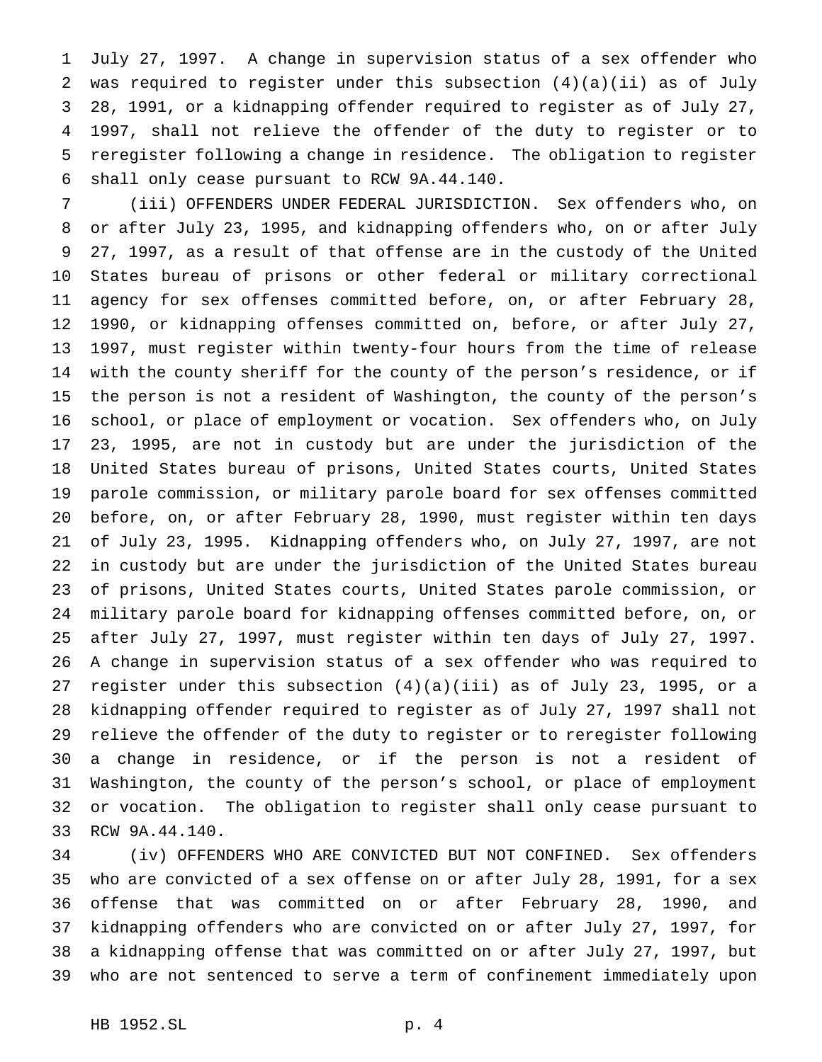July 27, 1997. A change in supervision status of a sex offender who was required to register under this subsection (4)(a)(ii) as of July 28, 1991, or a kidnapping offender required to register as of July 27, 1997, shall not relieve the offender of the duty to register or to reregister following a change in residence. The obligation to register shall only cease pursuant to RCW 9A.44.140.

(iii) OFFENDERS UNDER FEDERAL JURISDICTION. Sex offenders who, on or after July 23, 1995, and kidnapping offenders who, on or after July 27, 1997, as a result of that offense are in the custody of the United States bureau of prisons or other federal or military correctional agency for sex offenses committed before, on, or after February 28, 1990, or kidnapping offenses committed on, before, or after July 27, 1997, must register within twenty-four hours from the time of release with the county sheriff for the county of the person's residence, or if the person is not a resident of Washington, the county of the person's school, or place of employment or vocation. Sex offenders who, on July 23, 1995, are not in custody but are under the jurisdiction of the United States bureau of prisons, United States courts, United States parole commission, or military parole board for sex offenses committed before, on, or after February 28, 1990, must register within ten days of July 23, 1995. Kidnapping offenders who, on July 27, 1997, are not in custody but are under the jurisdiction of the United States bureau of prisons, United States courts, United States parole commission, or military parole board for kidnapping offenses committed before, on, or after July 27, 1997, must register within ten days of July 27, 1997. A change in supervision status of a sex offender who was required to register under this subsection (4)(a)(iii) as of July 23, 1995, or a kidnapping offender required to register as of July 27, 1997 shall not relieve the offender of the duty to register or to reregister following a change in residence, or if the person is not a resident of Washington, the county of the person's school, or place of employment or vocation. The obligation to register shall only cease pursuant to RCW 9A.44.140.

(iv) OFFENDERS WHO ARE CONVICTED BUT NOT CONFINED. Sex offenders who are convicted of a sex offense on or after July 28, 1991, for a sex offense that was committed on or after February 28, 1990, and kidnapping offenders who are convicted on or after July 27, 1997, for a kidnapping offense that was committed on or after July 27, 1997, but who are not sentenced to serve a term of confinement immediately upon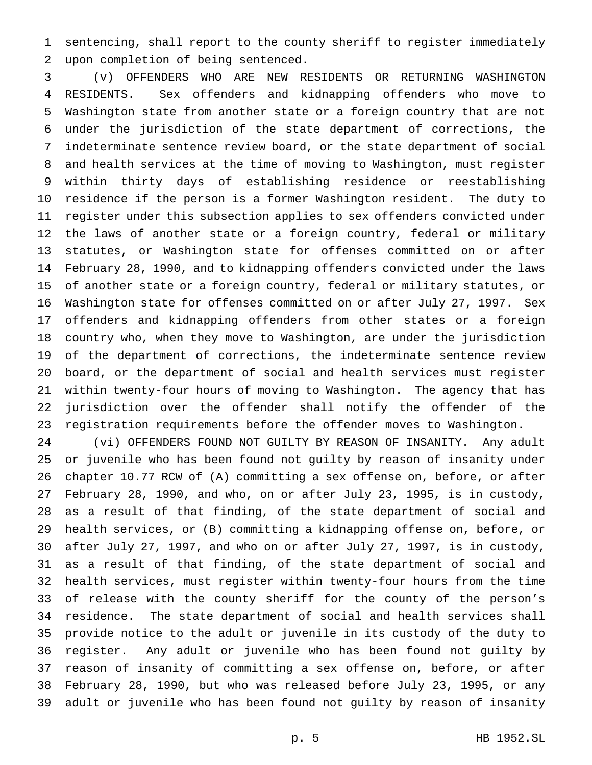sentencing, shall report to the county sheriff to register immediately upon completion of being sentenced.

(v) OFFENDERS WHO ARE NEW RESIDENTS OR RETURNING WASHINGTON RESIDENTS. Sex offenders and kidnapping offenders who move to Washington state from another state or a foreign country that are not under the jurisdiction of the state department of corrections, the indeterminate sentence review board, or the state department of social and health services at the time of moving to Washington, must register within thirty days of establishing residence or reestablishing residence if the person is a former Washington resident. The duty to register under this subsection applies to sex offenders convicted under the laws of another state or a foreign country, federal or military statutes, or Washington state for offenses committed on or after February 28, 1990, and to kidnapping offenders convicted under the laws of another state or a foreign country, federal or military statutes, or Washington state for offenses committed on or after July 27, 1997. Sex offenders and kidnapping offenders from other states or a foreign country who, when they move to Washington, are under the jurisdiction of the department of corrections, the indeterminate sentence review board, or the department of social and health services must register within twenty-four hours of moving to Washington. The agency that has jurisdiction over the offender shall notify the offender of the registration requirements before the offender moves to Washington.

(vi) OFFENDERS FOUND NOT GUILTY BY REASON OF INSANITY. Any adult or juvenile who has been found not guilty by reason of insanity under chapter 10.77 RCW of (A) committing a sex offense on, before, or after February 28, 1990, and who, on or after July 23, 1995, is in custody, as a result of that finding, of the state department of social and health services, or (B) committing a kidnapping offense on, before, or after July 27, 1997, and who on or after July 27, 1997, is in custody, as a result of that finding, of the state department of social and health services, must register within twenty-four hours from the time of release with the county sheriff for the county of the person's residence. The state department of social and health services shall provide notice to the adult or juvenile in its custody of the duty to register. Any adult or juvenile who has been found not guilty by reason of insanity of committing a sex offense on, before, or after February 28, 1990, but who was released before July 23, 1995, or any adult or juvenile who has been found not guilty by reason of insanity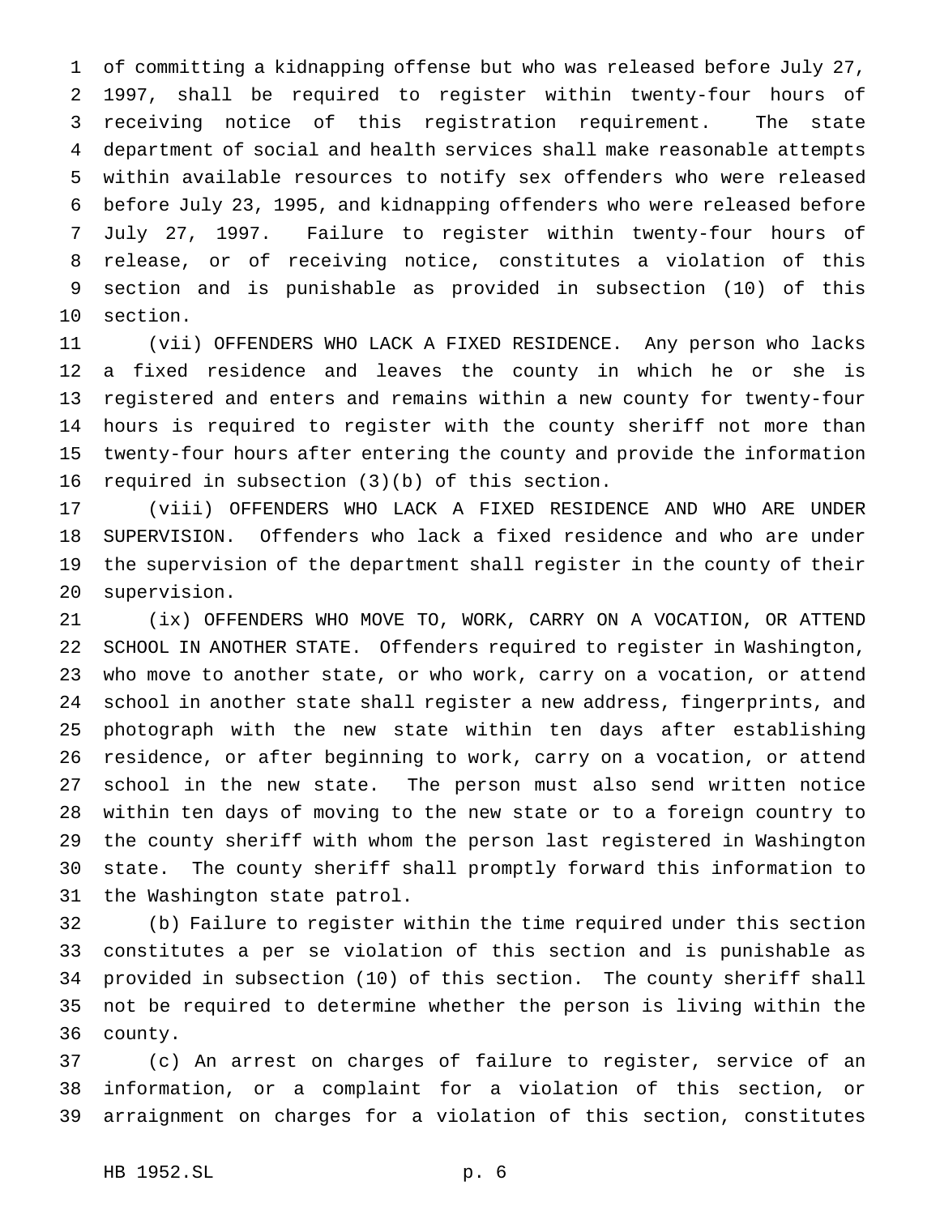of committing a kidnapping offense but who was released before July 27, 1997, shall be required to register within twenty-four hours of receiving notice of this registration requirement. The state department of social and health services shall make reasonable attempts within available resources to notify sex offenders who were released before July 23, 1995, and kidnapping offenders who were released before July 27, 1997. Failure to register within twenty-four hours of release, or of receiving notice, constitutes a violation of this section and is punishable as provided in subsection (10) of this section.

(vii) OFFENDERS WHO LACK A FIXED RESIDENCE. Any person who lacks a fixed residence and leaves the county in which he or she is registered and enters and remains within a new county for twenty-four hours is required to register with the county sheriff not more than twenty-four hours after entering the county and provide the information required in subsection (3)(b) of this section.

(viii) OFFENDERS WHO LACK A FIXED RESIDENCE AND WHO ARE UNDER SUPERVISION. Offenders who lack a fixed residence and who are under the supervision of the department shall register in the county of their supervision.

(ix) OFFENDERS WHO MOVE TO, WORK, CARRY ON A VOCATION, OR ATTEND SCHOOL IN ANOTHER STATE. Offenders required to register in Washington, who move to another state, or who work, carry on a vocation, or attend school in another state shall register a new address, fingerprints, and photograph with the new state within ten days after establishing residence, or after beginning to work, carry on a vocation, or attend school in the new state. The person must also send written notice within ten days of moving to the new state or to a foreign country to the county sheriff with whom the person last registered in Washington state. The county sheriff shall promptly forward this information to the Washington state patrol.

(b) Failure to register within the time required under this section constitutes a per se violation of this section and is punishable as provided in subsection (10) of this section. The county sheriff shall not be required to determine whether the person is living within the county.

(c) An arrest on charges of failure to register, service of an information, or a complaint for a violation of this section, or arraignment on charges for a violation of this section, constitutes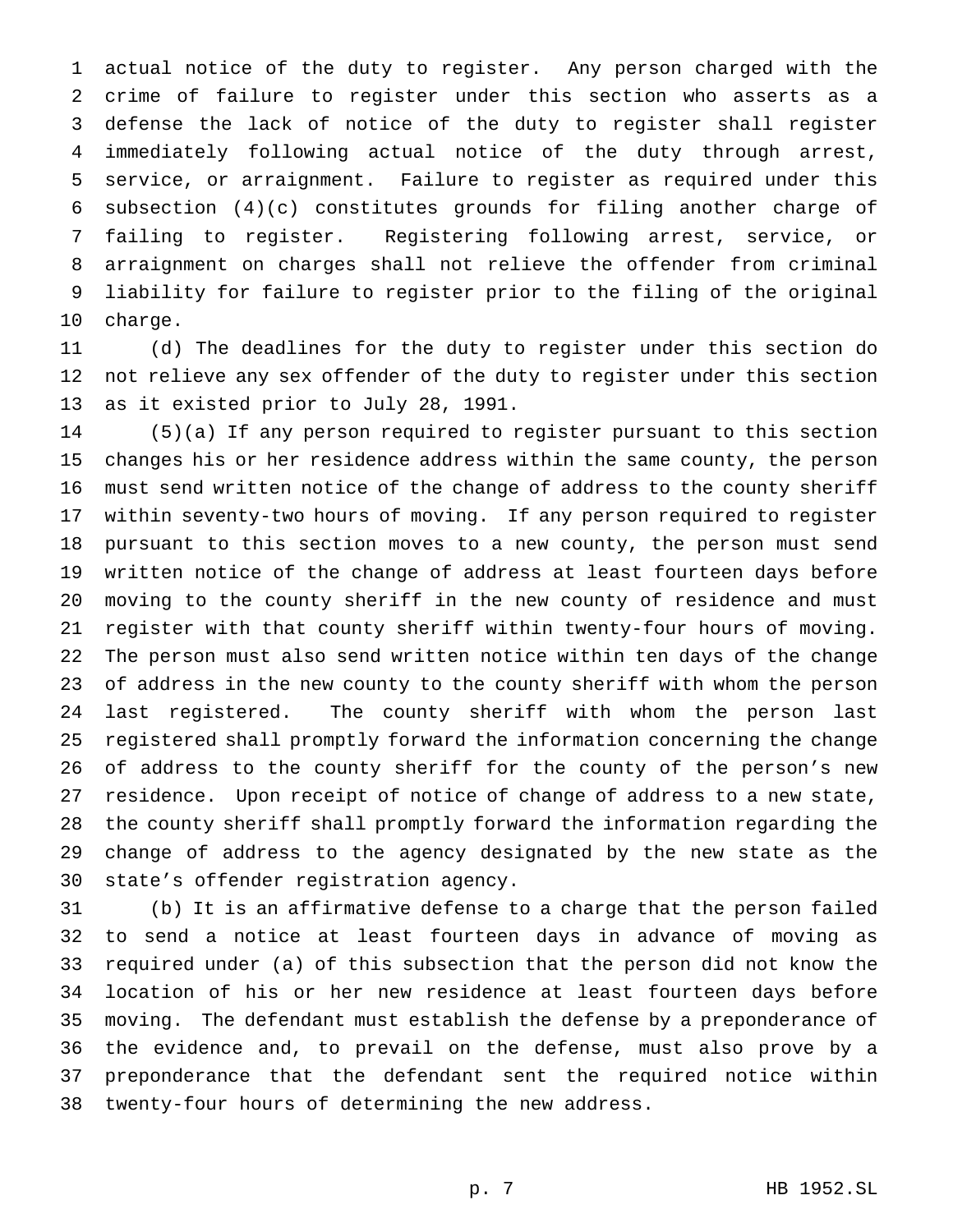actual notice of the duty to register. Any person charged with the crime of failure to register under this section who asserts as a defense the lack of notice of the duty to register shall register immediately following actual notice of the duty through arrest, service, or arraignment. Failure to register as required under this subsection (4)(c) constitutes grounds for filing another charge of failing to register. Registering following arrest, service, or arraignment on charges shall not relieve the offender from criminal liability for failure to register prior to the filing of the original charge.

(d) The deadlines for the duty to register under this section do not relieve any sex offender of the duty to register under this section as it existed prior to July 28, 1991.

(5)(a) If any person required to register pursuant to this section changes his or her residence address within the same county, the person must send written notice of the change of address to the county sheriff within seventy-two hours of moving. If any person required to register pursuant to this section moves to a new county, the person must send written notice of the change of address at least fourteen days before moving to the county sheriff in the new county of residence and must register with that county sheriff within twenty-four hours of moving. The person must also send written notice within ten days of the change of address in the new county to the county sheriff with whom the person last registered. The county sheriff with whom the person last registered shall promptly forward the information concerning the change of address to the county sheriff for the county of the person's new residence. Upon receipt of notice of change of address to a new state, the county sheriff shall promptly forward the information regarding the change of address to the agency designated by the new state as the state's offender registration agency.

(b) It is an affirmative defense to a charge that the person failed to send a notice at least fourteen days in advance of moving as required under (a) of this subsection that the person did not know the location of his or her new residence at least fourteen days before moving. The defendant must establish the defense by a preponderance of the evidence and, to prevail on the defense, must also prove by a preponderance that the defendant sent the required notice within twenty-four hours of determining the new address.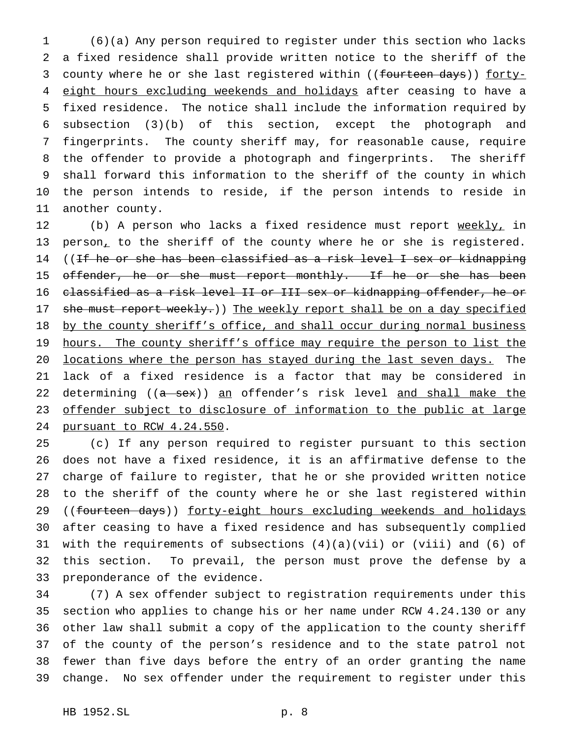(6)(a) Any person required to register under this section who lacks a fixed residence shall provide written notice to the sheriff of the county where he or she last registered within ((~~fourteen days~~)) <u>forty-eight hours excluding weekends and holidays</u> after ceasing to have a fixed residence. The notice shall include the information required by subsection (3)(b) of this section, except the photograph and fingerprints. The county sheriff may, for reasonable cause, require the offender to provide a photograph and fingerprints. The sheriff shall forward this information to the sheriff of the county in which the person intends to reside, if the person intends to reside in another county.

(b) A person who lacks a fixed residence must report <u>weekly,</u> in person<u>,</u> to the sheriff of the county where he or she is registered. ((~~If he or she has been classified as a risk level I sex or kidnapping offender, he or she must report monthly. If he or she has been classified as a risk level II or III sex or kidnapping offender, he or she must report weekly.~~)) <u>The weekly report shall be on a day specified by the county sheriff's office, and shall occur during normal business hours. The county sheriff's office may require the person to list the locations where the person has stayed during the last seven days.</u> The lack of a fixed residence is a factor that may be considered in determining ((~~a sex~~)) <u>an</u> offender's risk level <u>and shall make the offender subject to disclosure of information to the public at large pursuant to RCW 4.24.550</u>.

(c) If any person required to register pursuant to this section does not have a fixed residence, it is an affirmative defense to the charge of failure to register, that he or she provided written notice to the sheriff of the county where he or she last registered within ((~~fourteen days~~)) <u>forty-eight hours excluding weekends and holidays</u> after ceasing to have a fixed residence and has subsequently complied with the requirements of subsections (4)(a)(vii) or (viii) and (6) of this section. To prevail, the person must prove the defense by a preponderance of the evidence.

(7) A sex offender subject to registration requirements under this section who applies to change his or her name under RCW 4.24.130 or any other law shall submit a copy of the application to the county sheriff of the county of the person's residence and to the state patrol not fewer than five days before the entry of an order granting the name change. No sex offender under the requirement to register under this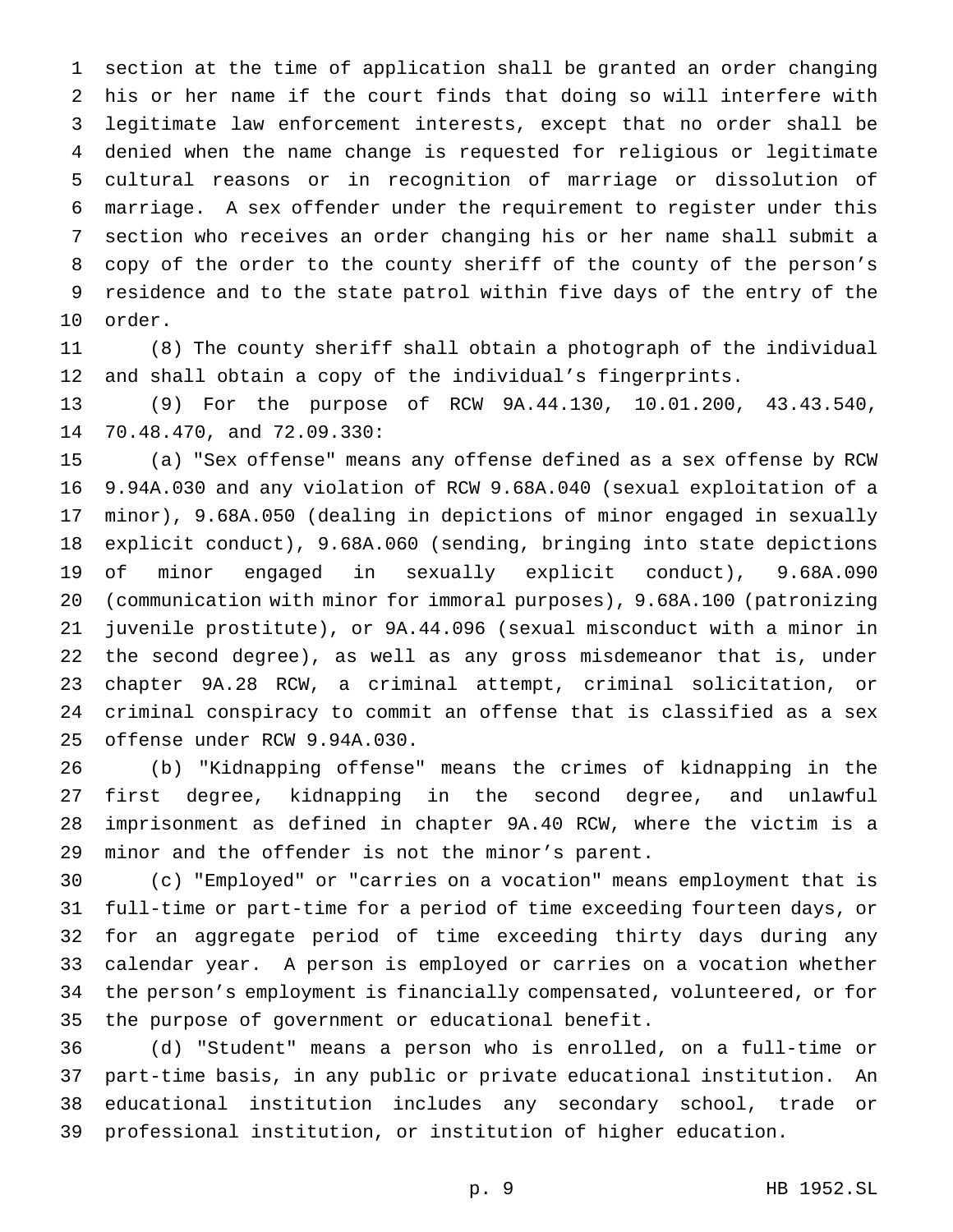section at the time of application shall be granted an order changing his or her name if the court finds that doing so will interfere with legitimate law enforcement interests, except that no order shall be denied when the name change is requested for religious or legitimate cultural reasons or in recognition of marriage or dissolution of marriage. A sex offender under the requirement to register under this section who receives an order changing his or her name shall submit a copy of the order to the county sheriff of the county of the person's residence and to the state patrol within five days of the entry of the order.

(8) The county sheriff shall obtain a photograph of the individual and shall obtain a copy of the individual's fingerprints.

(9) For the purpose of RCW 9A.44.130, 10.01.200, 43.43.540, 70.48.470, and 72.09.330:

(a) "Sex offense" means any offense defined as a sex offense by RCW 9.94A.030 and any violation of RCW 9.68A.040 (sexual exploitation of a minor), 9.68A.050 (dealing in depictions of minor engaged in sexually explicit conduct), 9.68A.060 (sending, bringing into state depictions of minor engaged in sexually explicit conduct), 9.68A.090 (communication with minor for immoral purposes), 9.68A.100 (patronizing juvenile prostitute), or 9A.44.096 (sexual misconduct with a minor in the second degree), as well as any gross misdemeanor that is, under chapter 9A.28 RCW, a criminal attempt, criminal solicitation, or criminal conspiracy to commit an offense that is classified as a sex offense under RCW 9.94A.030.

(b) "Kidnapping offense" means the crimes of kidnapping in the first degree, kidnapping in the second degree, and unlawful imprisonment as defined in chapter 9A.40 RCW, where the victim is a minor and the offender is not the minor's parent.

(c) "Employed" or "carries on a vocation" means employment that is full-time or part-time for a period of time exceeding fourteen days, or for an aggregate period of time exceeding thirty days during any calendar year. A person is employed or carries on a vocation whether the person's employment is financially compensated, volunteered, or for the purpose of government or educational benefit.

(d) "Student" means a person who is enrolled, on a full-time or part-time basis, in any public or private educational institution. An educational institution includes any secondary school, trade or professional institution, or institution of higher education.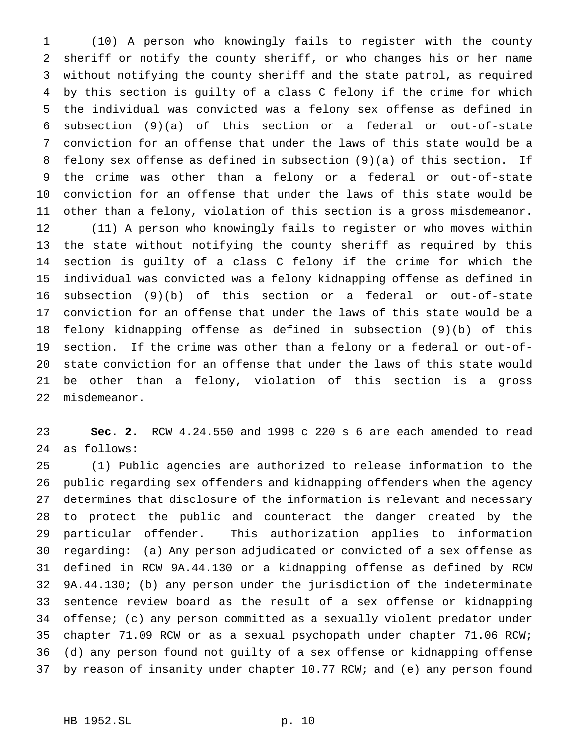(10) A person who knowingly fails to register with the county sheriff or notify the county sheriff, or who changes his or her name without notifying the county sheriff and the state patrol, as required by this section is guilty of a class C felony if the crime for which the individual was convicted was a felony sex offense as defined in subsection (9)(a) of this section or a federal or out-of-state conviction for an offense that under the laws of this state would be a felony sex offense as defined in subsection (9)(a) of this section. If the crime was other than a felony or a federal or out-of-state conviction for an offense that under the laws of this state would be other than a felony, violation of this section is a gross misdemeanor.

(11) A person who knowingly fails to register or who moves within the state without notifying the county sheriff as required by this section is guilty of a class C felony if the crime for which the individual was convicted was a felony kidnapping offense as defined in subsection (9)(b) of this section or a federal or out-of-state conviction for an offense that under the laws of this state would be a felony kidnapping offense as defined in subsection (9)(b) of this section. If the crime was other than a felony or a federal or out-of-state conviction for an offense that under the laws of this state would be other than a felony, violation of this section is a gross misdemeanor.

**Sec. 2.** RCW 4.24.550 and 1998 c 220 s 6 are each amended to read as follows:

(1) Public agencies are authorized to release information to the public regarding sex offenders and kidnapping offenders when the agency determines that disclosure of the information is relevant and necessary to protect the public and counteract the danger created by the particular offender. This authorization applies to information regarding: (a) Any person adjudicated or convicted of a sex offense as defined in RCW 9A.44.130 or a kidnapping offense as defined by RCW 9A.44.130; (b) any person under the jurisdiction of the indeterminate sentence review board as the result of a sex offense or kidnapping offense; (c) any person committed as a sexually violent predator under chapter 71.09 RCW or as a sexual psychopath under chapter 71.06 RCW; (d) any person found not guilty of a sex offense or kidnapping offense by reason of insanity under chapter 10.77 RCW; and (e) any person found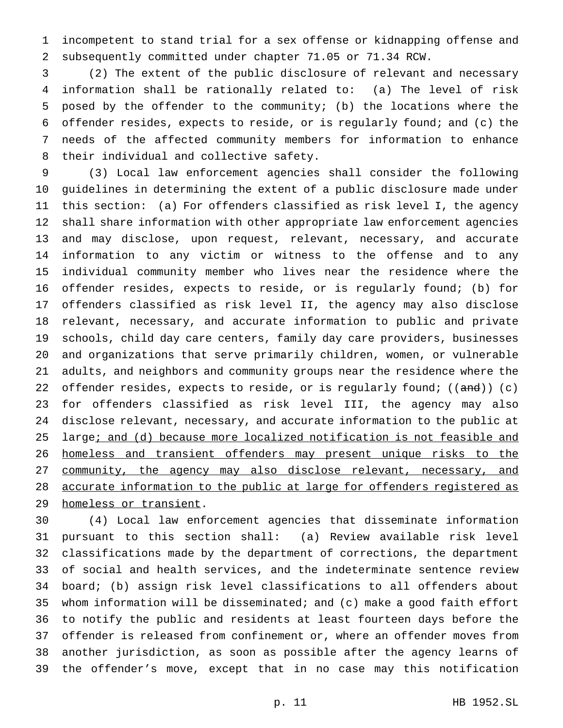incompetent to stand trial for a sex offense or kidnapping offense and subsequently committed under chapter 71.05 or 71.34 RCW.

(2) The extent of the public disclosure of relevant and necessary information shall be rationally related to: (a) The level of risk posed by the offender to the community; (b) the locations where the offender resides, expects to reside, or is regularly found; and (c) the needs of the affected community members for information to enhance their individual and collective safety.

(3) Local law enforcement agencies shall consider the following guidelines in determining the extent of a public disclosure made under this section: (a) For offenders classified as risk level I, the agency shall share information with other appropriate law enforcement agencies and may disclose, upon request, relevant, necessary, and accurate information to any victim or witness to the offense and to any individual community member who lives near the residence where the offender resides, expects to reside, or is regularly found; (b) for offenders classified as risk level II, the agency may also disclose relevant, necessary, and accurate information to public and private schools, child day care centers, family day care providers, businesses and organizations that serve primarily children, women, or vulnerable adults, and neighbors and community groups near the residence where the offender resides, expects to reside, or is regularly found; ((~~and~~)) (c) for offenders classified as risk level III, the agency may also disclose relevant, necessary, and accurate information to the public at large<u>; and (d) because more localized notification is not feasible and homeless and transient offenders may present unique risks to the community, the agency may also disclose relevant, necessary, and accurate information to the public at large for offenders registered as homeless or transient</u>.

(4) Local law enforcement agencies that disseminate information pursuant to this section shall: (a) Review available risk level classifications made by the department of corrections, the department of social and health services, and the indeterminate sentence review board; (b) assign risk level classifications to all offenders about whom information will be disseminated; and (c) make a good faith effort to notify the public and residents at least fourteen days before the offender is released from confinement or, where an offender moves from another jurisdiction, as soon as possible after the agency learns of the offender's move, except that in no case may this notification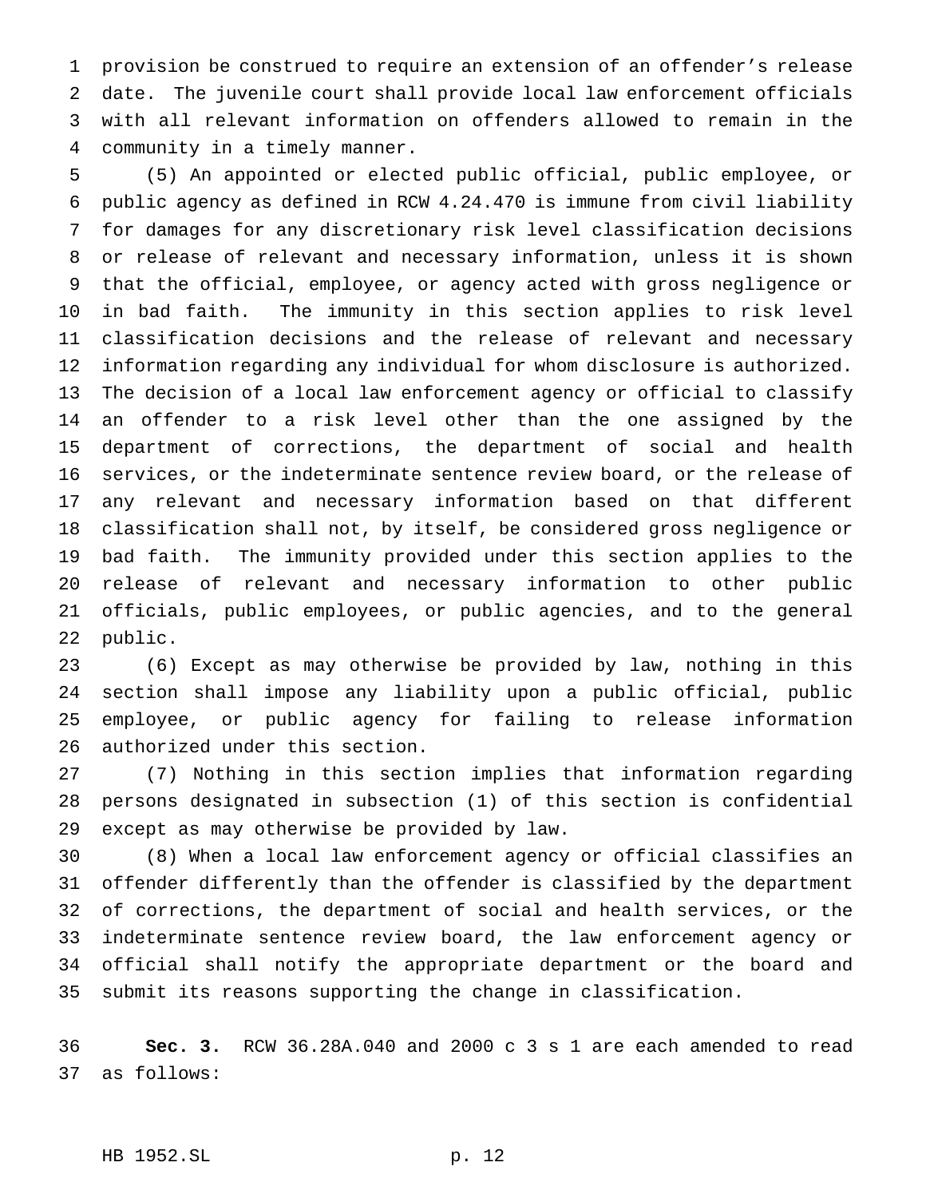provision be construed to require an extension of an offender's release date. The juvenile court shall provide local law enforcement officials with all relevant information on offenders allowed to remain in the community in a timely manner.

(5) An appointed or elected public official, public employee, or public agency as defined in RCW 4.24.470 is immune from civil liability for damages for any discretionary risk level classification decisions or release of relevant and necessary information, unless it is shown that the official, employee, or agency acted with gross negligence or in bad faith. The immunity in this section applies to risk level classification decisions and the release of relevant and necessary information regarding any individual for whom disclosure is authorized. The decision of a local law enforcement agency or official to classify an offender to a risk level other than the one assigned by the department of corrections, the department of social and health services, or the indeterminate sentence review board, or the release of any relevant and necessary information based on that different classification shall not, by itself, be considered gross negligence or bad faith. The immunity provided under this section applies to the release of relevant and necessary information to other public officials, public employees, or public agencies, and to the general public.

(6) Except as may otherwise be provided by law, nothing in this section shall impose any liability upon a public official, public employee, or public agency for failing to release information authorized under this section.

(7) Nothing in this section implies that information regarding persons designated in subsection (1) of this section is confidential except as may otherwise be provided by law.

(8) When a local law enforcement agency or official classifies an offender differently than the offender is classified by the department of corrections, the department of social and health services, or the indeterminate sentence review board, the law enforcement agency or official shall notify the appropriate department or the board and submit its reasons supporting the change in classification.

**Sec. 3.** RCW 36.28A.040 and 2000 c 3 s 1 are each amended to read as follows: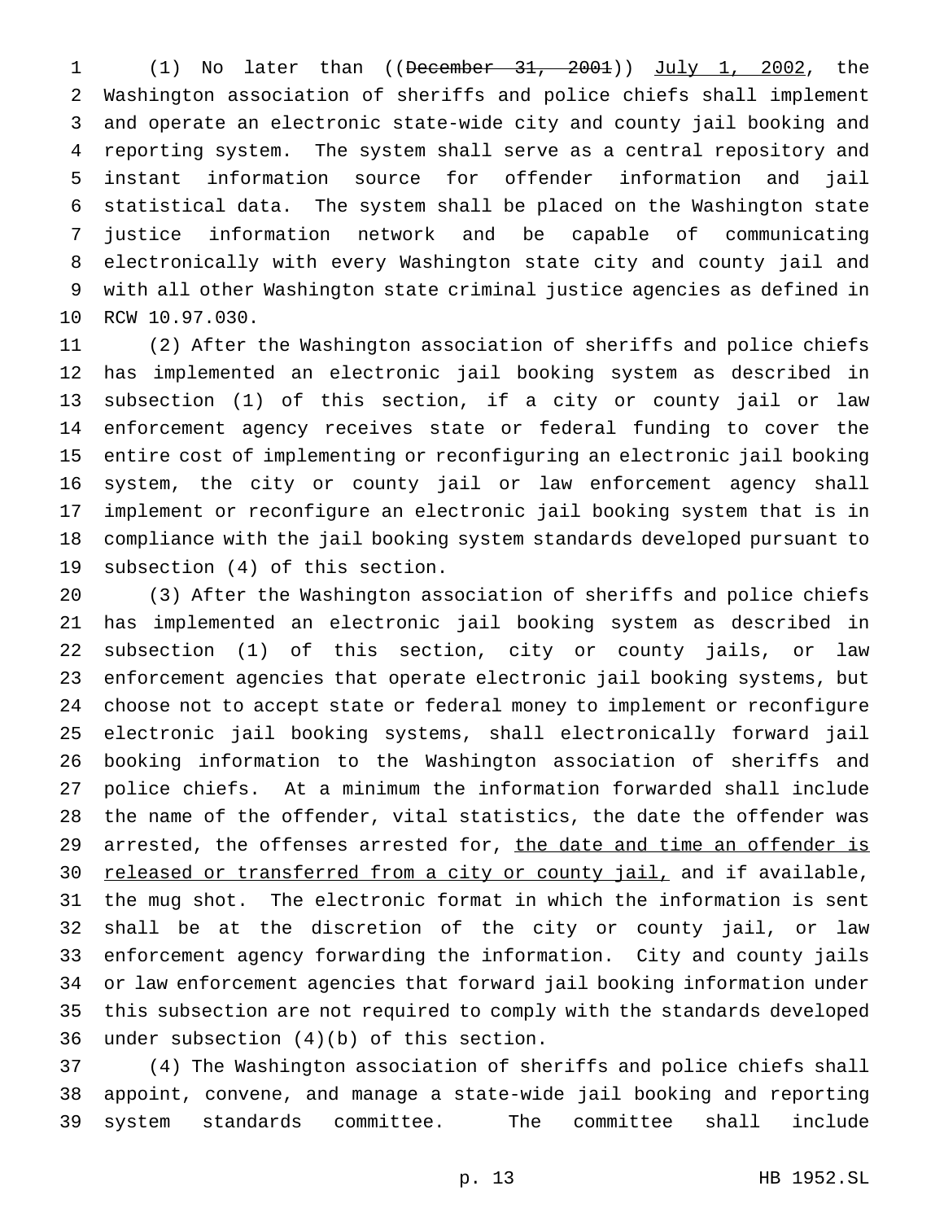(1) No later than ((~~December 31, 2001~~)) July 1, 2002, the Washington association of sheriffs and police chiefs shall implement and operate an electronic state-wide city and county jail booking and reporting system. The system shall serve as a central repository and instant information source for offender information and jail statistical data. The system shall be placed on the Washington state justice information network and be capable of communicating electronically with every Washington state city and county jail and with all other Washington state criminal justice agencies as defined in RCW 10.97.030.

(2) After the Washington association of sheriffs and police chiefs has implemented an electronic jail booking system as described in subsection (1) of this section, if a city or county jail or law enforcement agency receives state or federal funding to cover the entire cost of implementing or reconfiguring an electronic jail booking system, the city or county jail or law enforcement agency shall implement or reconfigure an electronic jail booking system that is in compliance with the jail booking system standards developed pursuant to subsection (4) of this section.

(3) After the Washington association of sheriffs and police chiefs has implemented an electronic jail booking system as described in subsection (1) of this section, city or county jails, or law enforcement agencies that operate electronic jail booking systems, but choose not to accept state or federal money to implement or reconfigure electronic jail booking systems, shall electronically forward jail booking information to the Washington association of sheriffs and police chiefs. At a minimum the information forwarded shall include the name of the offender, vital statistics, the date the offender was arrested, the offenses arrested for, the date and time an offender is released or transferred from a city or county jail, and if available, the mug shot. The electronic format in which the information is sent shall be at the discretion of the city or county jail, or law enforcement agency forwarding the information. City and county jails or law enforcement agencies that forward jail booking information under this subsection are not required to comply with the standards developed under subsection (4)(b) of this section.

(4) The Washington association of sheriffs and police chiefs shall appoint, convene, and manage a state-wide jail booking and reporting system standards committee. The committee shall include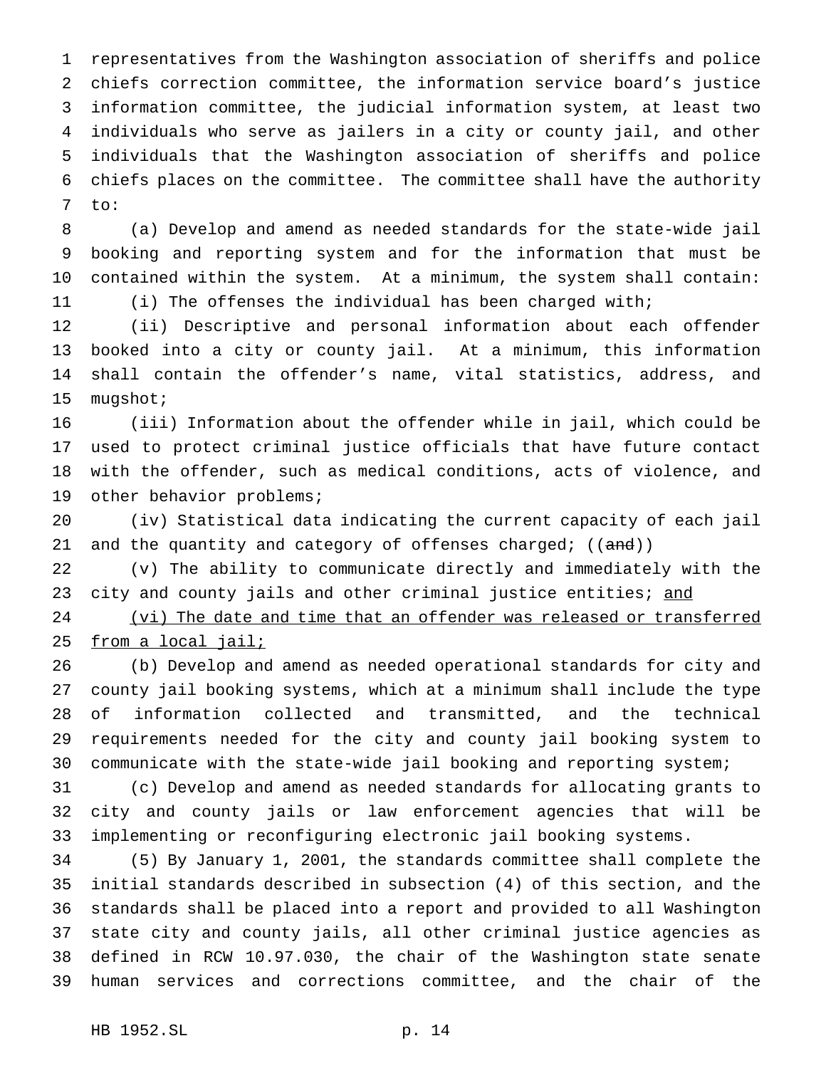representatives from the Washington association of sheriffs and police chiefs correction committee, the information service board's justice information committee, the judicial information system, at least two individuals who serve as jailers in a city or county jail, and other individuals that the Washington association of sheriffs and police chiefs places on the committee. The committee shall have the authority to:

(a) Develop and amend as needed standards for the state-wide jail booking and reporting system and for the information that must be contained within the system. At a minimum, the system shall contain:

(i) The offenses the individual has been charged with;

(ii) Descriptive and personal information about each offender booked into a city or county jail. At a minimum, this information shall contain the offender's name, vital statistics, address, and mugshot;

(iii) Information about the offender while in jail, which could be used to protect criminal justice officials that have future contact with the offender, such as medical conditions, acts of violence, and other behavior problems;

(iv) Statistical data indicating the current capacity of each jail and the quantity and category of offenses charged; ((~~and~~))

(v) The ability to communicate directly and immediately with the city and county jails and other criminal justice entities; <u>and</u>

<u>(vi) The date and time that an offender was released or transferred from a local jail;</u>

(b) Develop and amend as needed operational standards for city and county jail booking systems, which at a minimum shall include the type of information collected and transmitted, and the technical requirements needed for the city and county jail booking system to communicate with the state-wide jail booking and reporting system;

(c) Develop and amend as needed standards for allocating grants to city and county jails or law enforcement agencies that will be implementing or reconfiguring electronic jail booking systems.

(5) By January 1, 2001, the standards committee shall complete the initial standards described in subsection (4) of this section, and the standards shall be placed into a report and provided to all Washington state city and county jails, all other criminal justice agencies as defined in RCW 10.97.030, the chair of the Washington state senate human services and corrections committee, and the chair of the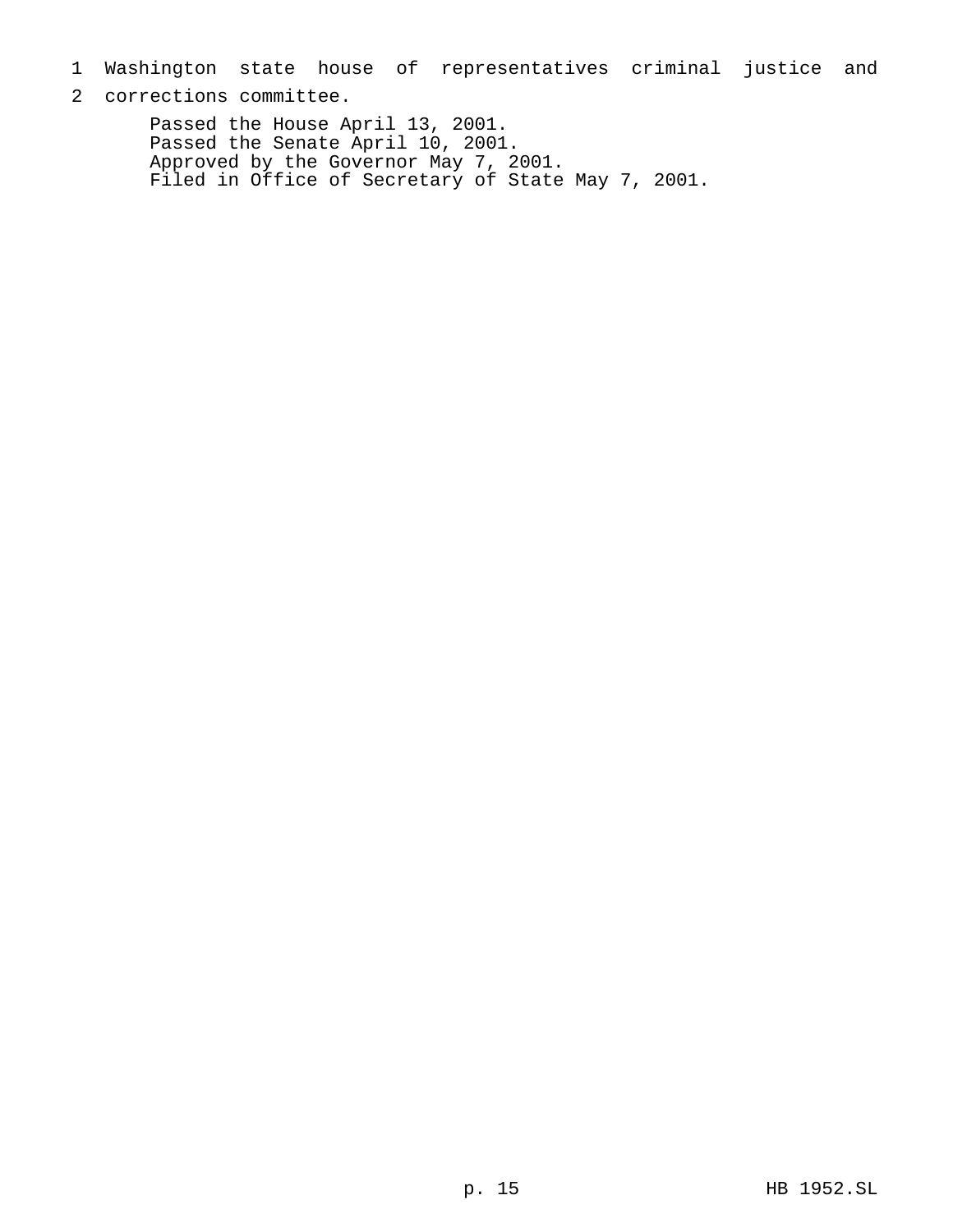Washington state house of representatives criminal justice and corrections committee.

Passed the House April 13, 2001.
Passed the Senate April 10, 2001.
Approved by the Governor May 7, 2001.
Filed in Office of Secretary of State May 7, 2001.